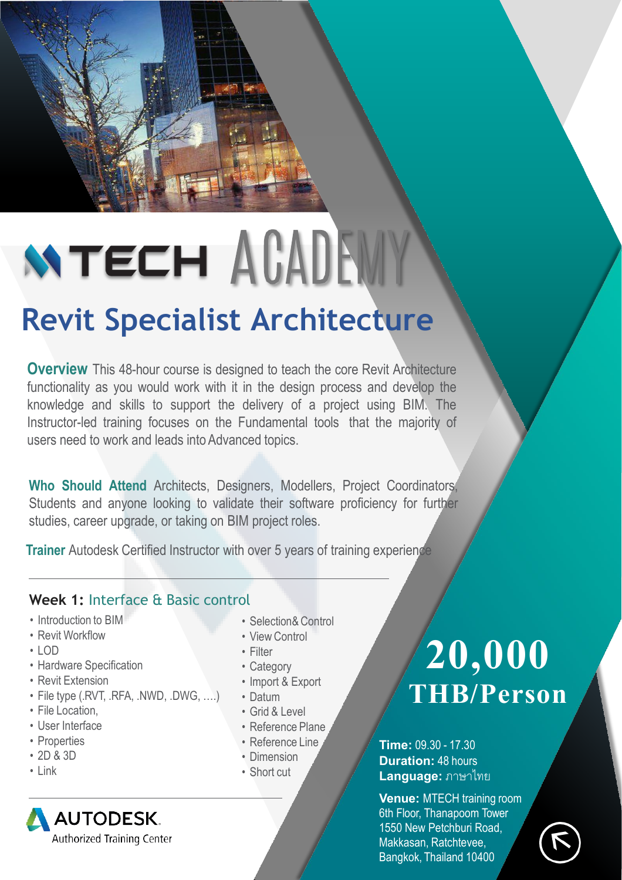# MTECH ACADEMY

## Revit Specialist Architecture

**Overview** This 48-hour course is designed to teach the core Revit Architecture functionality as you would work with it in the design process and develop the knowledge and skills to support the delivery of a project using BIM. The Instructor-led training focuses on the Fundamental tools that the majority of users need to work and leads into Advanced topics.

**Who Should Attend** Architects, Designers, Modellers, Project Coordinators, Students and anyone looking to validate their software proficiency for further studies, career upgrade, or taking on BIM project roles.

**Trainer** Autodesk Certified Instructor with over 5 years of training experience

---

### Week 1: Interface & Basic control

- Introduction to BIM
- Revit Workflow
- LOD
- Hardware Specification
- Revit Extension
- File type (.RVT, .RFA, .NWD, .DWG, ....)
- File Location,
- User Interface
- Properties
- 2D & 3D
- Link
- Selection& Control
- View Control
- Filter
- Category
- Import & Export
- Datum
- Grid & Level
- Reference Plane
- Reference Line
- Dimension
- Short cut

---

AUTODESK. Authorized Training Center

**20,000 THB/Person**

**Time:** 09.30 - 17.30
**Duration:** 48 hours
**Language:** ภาษาไทย

**Venue:** MTECH training room
6th Floor, Thanapoom Tower
1550 New Petchburi Road,
Makkasan, Ratchtevee,
Bangkok, Thailand 10400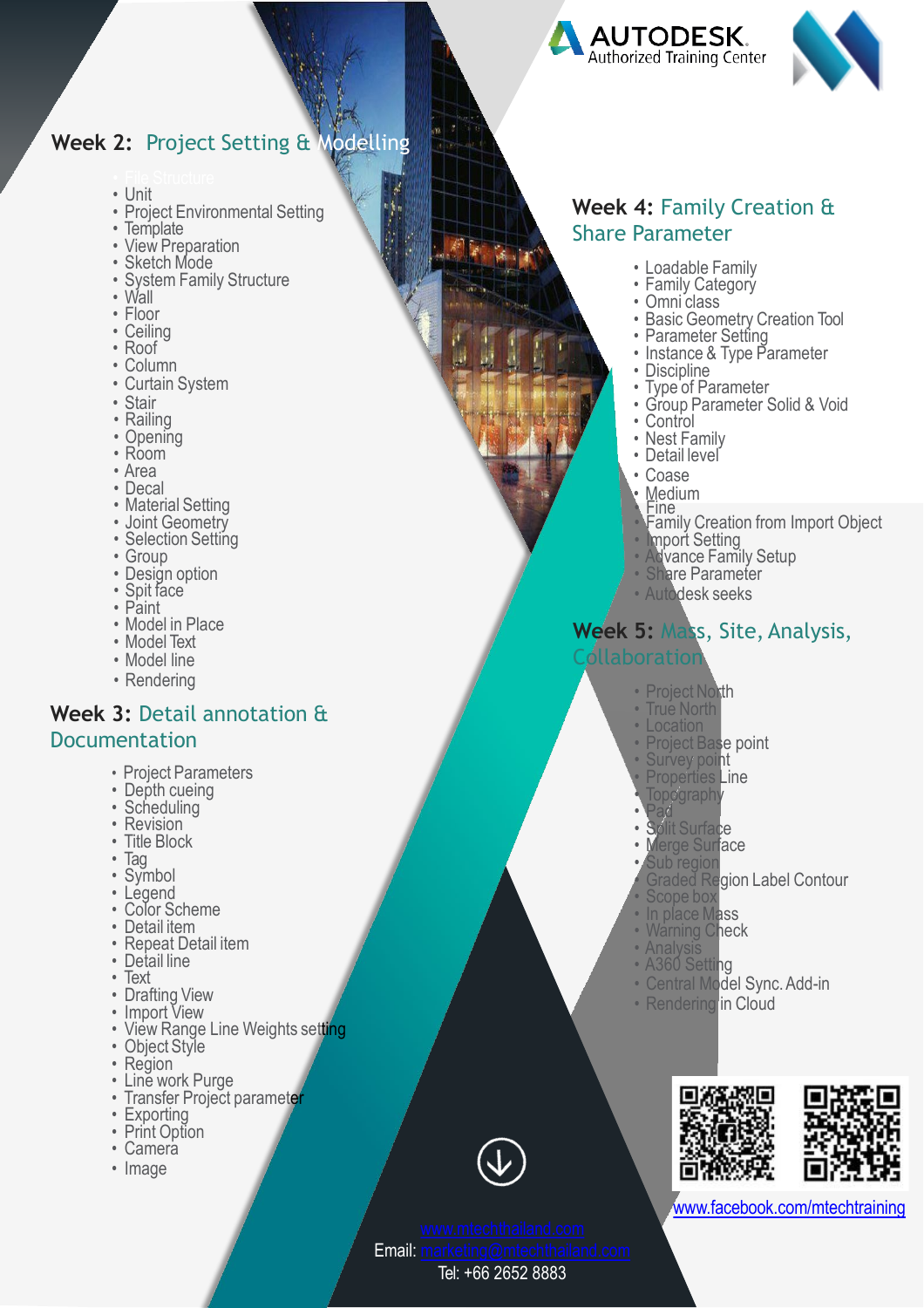AUTODESK. Authorized Training Center

## Week 2: Project Setting & Modelling

- File Structure
- Unit
- Project Environmental Setting
- Template
- View Preparation
- Sketch Mode
- System Family Structure
- Wall
- Floor
- Ceiling
- Roof
- Column
- Curtain System
- Stair
- Railing
- Opening
- Room
- Area
- Decal
- Material Setting
- Joint Geometry
- Selection Setting
- Group
- Design option
- Spit face
- Paint
- Model in Place
- Model Text
- Model line
- Rendering

## Week 3: Detail annotation & Documentation

- Project Parameters
- Depth cueing
- Scheduling
- Revision
- Title Block
- Tag
- Symbol
- Legend
- Color Scheme
- Detail item
- Repeat Detail item
- Detail line
- Text
- Drafting View
- Import View
- View Range Line Weights setting
- Object Style
- Region
- Line work Purge
- Transfer Project parameter
- Exporting
- Print Option
- Camera
- Image

## Week 4: Family Creation & Share Parameter

- Loadable Family
- Family Category
- Omni class
- Basic Geometry Creation Tool
- Parameter Setting
- Instance & Type Parameter
- Discipline
- Type of Parameter
- Group Parameter Solid & Void
- Control
- Nest Family
- Detail level
- Coase
- Medium
- Fine
- Family Creation from Import Object
- Import Setting
- Advance Family Setup
- Share Parameter
- Autodesk seeks

## Week 5: Mass, Site, Analysis, Collaboration

- Project North
- True North
- Location
- Project Base point
- Survey point
- Properties Line
- Topography
- Pad
- Split Surface
- Merge Surface
- Sub region
- Graded Region Label Contour
- Scope box
- In place Mass
- Warning Check
- Analysis
- A360 Setting
- Central Model Sync. Add-in
- Rendering in Cloud

www.facebook.com/mtechtraining

www.mtechthailand.com

Email: marketing@mtechthailand.com

Tel: +66 2652 8883